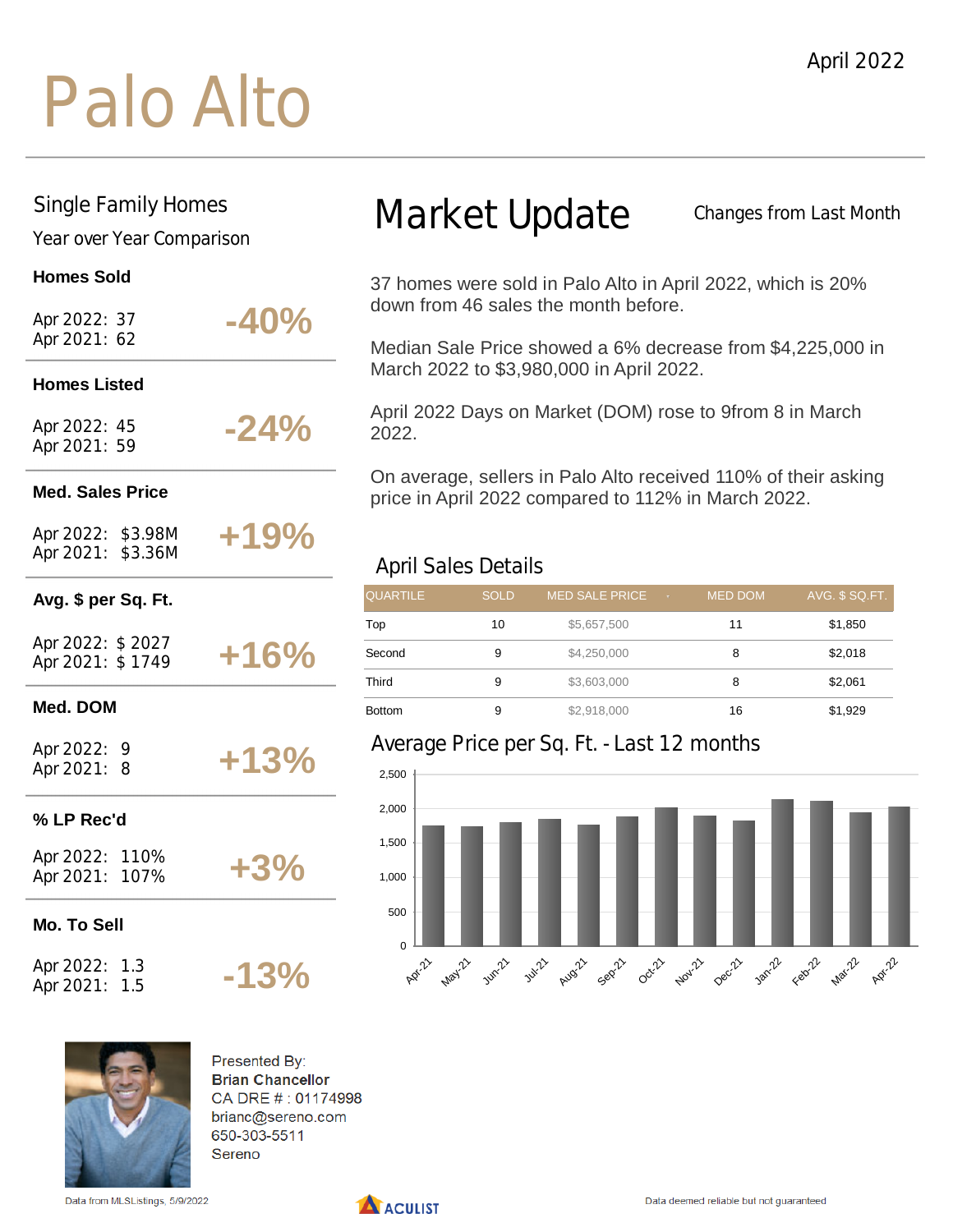# Palo Alto

April 2022

## Single Family Homes

Year over Year Comparison

**Homes Sold**

Apr 2022: 37
Apr 2021: 62

**-40%**

**Homes Listed**

Apr 2022: 45
Apr 2021: 59

**-24%**

**Med. Sales Price**

Apr 2022: $3.98M
Apr 2021: $3.36M

**+19%**

**Avg. $ per Sq. Ft.**

Apr 2022: $ 2027
Apr 2021: $ 1749

**+16%**

**Med. DOM**

Apr 2022: 9
Apr 2021: 8

**+13%**

**% LP Rec'd**

Apr 2022: 110%
Apr 2021: 107%

**+3%**

**Mo. To Sell**

Apr 2022: 1.3
Apr 2021: 1.5

**-13%**

## Market Update

Changes from Last Month

37 homes were sold in Palo Alto in April 2022, which is 20% down from 46 sales the month before.

Median Sale Price showed a 6% decrease from $4,225,000 in March 2022 to $3,980,000 in April 2022.

April 2022 Days on Market (DOM) rose to 9from 8 in March 2022.

On average, sellers in Palo Alto received 110% of their asking price in April 2022 compared to 112% in March 2022.

### April Sales Details

| QUARTILE | SOLD | MED SALE PRICE | MED DOM | AVG. $ SQ.FT. |
|---|---|---|---|---|
| Top | 10 | $5,657,500 | 11 | $1,850 |
| Second | 9 | $4,250,000 | 8 | $2,018 |
| Third | 9 | $3,603,000 | 8 | $2,061 |
| Bottom | 9 | $2,918,000 | 16 | $1,929 |

### Average Price per Sq. Ft. - Last 12 months

Presented By:
**Brian Chancellor**
CA DRE # : 01174998
brianc@sereno.com
650-303-5511
Sereno

Data from MLSListings, 5/9/2022

Data deemed reliable but not guaranteed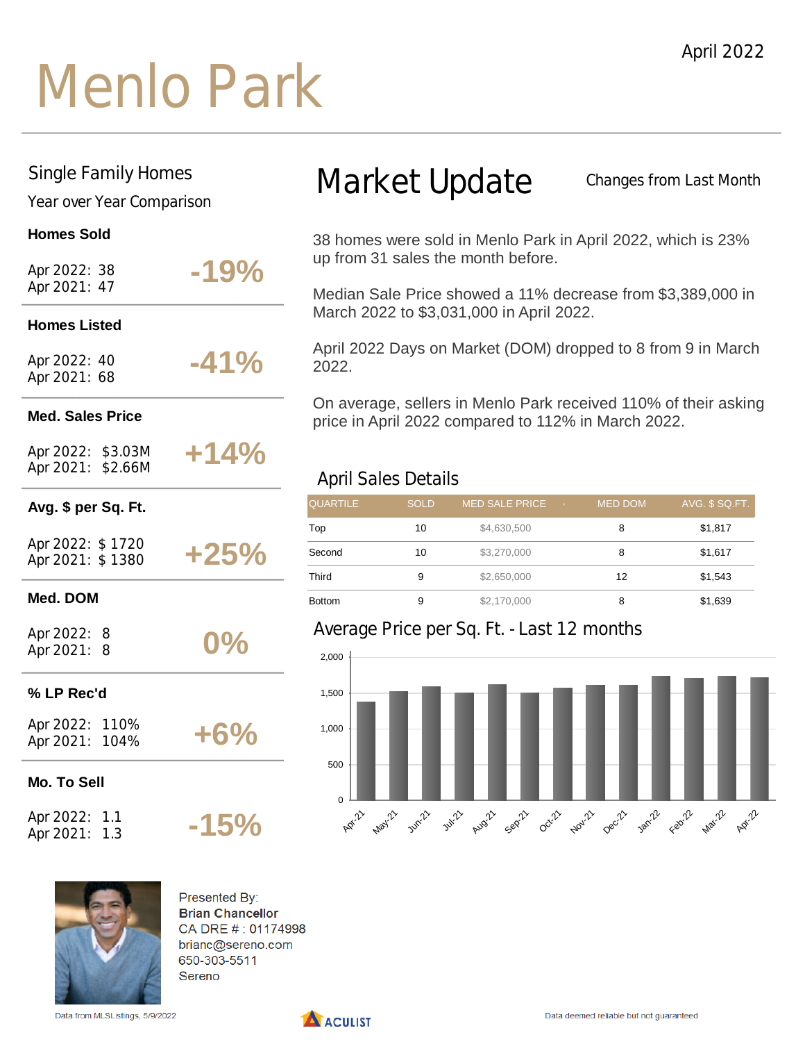April 2022

# Menlo Park

## Single Family Homes

Year over Year Comparison

**Homes Sold**

Apr 2022: 38
Apr 2021: 47

**-19%**

**Homes Listed**

Apr 2022: 40
Apr 2021: 68

**-41%**

**Med. Sales Price**

Apr 2022: $3.03M
Apr 2021: $2.66M

**+14%**

**Avg. $ per Sq. Ft.**

Apr 2022: $ 1720
Apr 2021: $ 1380

**+25%**

**Med. DOM**

Apr 2022: 8
Apr 2021: 8

**0%**

**% LP Rec'd**

Apr 2022: 110%
Apr 2021: 104%

**+6%**

**Mo. To Sell**

Apr 2022: 1.1
Apr 2021: 1.3

**-15%**

## Market Update

Changes from Last Month

38 homes were sold in Menlo Park in April 2022, which is 23% up from 31 sales the month before.

Median Sale Price showed a 11% decrease from $3,389,000 in March 2022 to $3,031,000 in April 2022.

April 2022 Days on Market (DOM) dropped to 8 from 9 in March 2022.

On average, sellers in Menlo Park received 110% of their asking price in April 2022 compared to 112% in March 2022.

### April Sales Details

| QUARTILE | SOLD | MED SALE PRICE | MED DOM | AVG. $ SQ.FT. |
|---|---|---|---|---|
| Top | 10 | $4,630,500 | 8 | $1,817 |
| Second | 10 | $3,270,000 | 8 | $1,617 |
| Third | 9 | $2,650,000 | 12 | $1,543 |
| Bottom | 9 | $2,170,000 | 8 | $1,639 |

### Average Price per Sq. Ft. - Last 12 months

Presented By:
**Brian Chancellor**
CA DRE # : 01174998
brianc@sereno.com
650-303-5511
Sereno

Data from MLSListings, 5/9/2022

Data deemed reliable but not guaranteed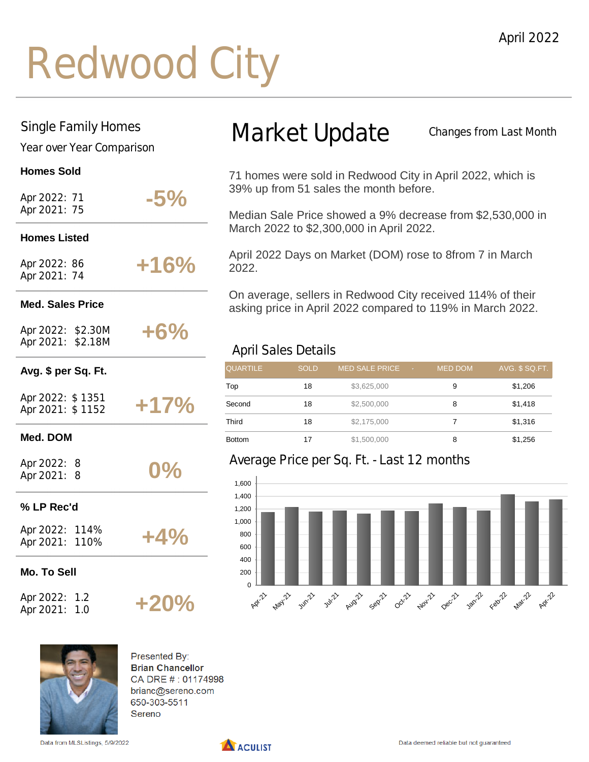April 2022

# Redwood City

## Single Family Homes

Year over Year Comparison

**Homes Sold**

Apr 2022: 71
Apr 2021: 75

**-5%**

**Homes Listed**

Apr 2022: 86
Apr 2021: 74

**+16%**

**Med. Sales Price**

Apr 2022: $2.30M
Apr 2021: $2.18M

**+6%**

**Avg. $ per Sq. Ft.**

Apr 2022: $ 1351
Apr 2021: $ 1152

**+17%**

**Med. DOM**

Apr 2022: 8
Apr 2021: 8

**0%**

**% LP Rec'd**

Apr 2022: 114%
Apr 2021: 110%

**+4%**

**Mo. To Sell**

Apr 2022: 1.2
Apr 2021: 1.0

**+20%**

## Market Update

Changes from Last Month

71 homes were sold in Redwood City in April 2022, which is 39% up from 51 sales the month before.

Median Sale Price showed a 9% decrease from $2,530,000 in March 2022 to $2,300,000 in April 2022.

April 2022 Days on Market (DOM) rose to 8from 7 in March 2022.

On average, sellers in Redwood City received 114% of their asking price in April 2022 compared to 119% in March 2022.

### April Sales Details

| QUARTILE | SOLD | MED SALE PRICE | MED DOM | AVG. $ SQ.FT. |
|---|---|---|---|---|
| Top | 18 | $3,625,000 | 9 | $1,206 |
| Second | 18 | $2,500,000 | 8 | $1,418 |
| Third | 18 | $2,175,000 | 7 | $1,316 |
| Bottom | 17 | $1,500,000 | 8 | $1,256 |

### Average Price per Sq. Ft. - Last 12 months

Presented By:
**Brian Chancellor**
CA DRE # : 01174998
brianc@sereno.com
650-303-5511
Sereno

Data from MLSListings, 5/9/2022

Data deemed reliable but not guaranteed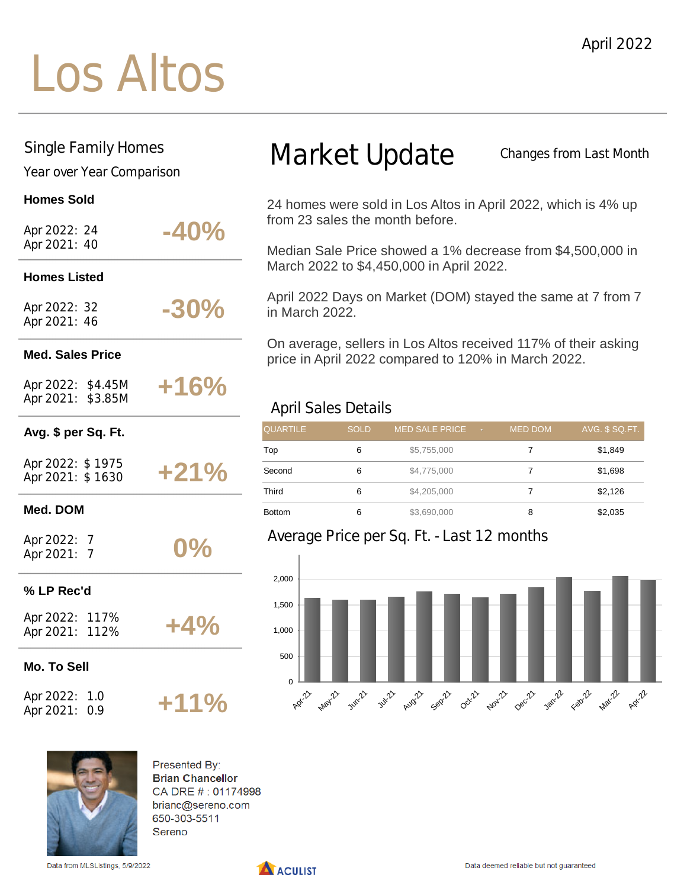April 2022

# Los Altos

## Single Family Homes

Year over Year Comparison

**Homes Sold**

Apr 2022: 24
Apr 2021: 40

**-40%**

**Homes Listed**

Apr 2022: 32
Apr 2021: 46

**-30%**

**Med. Sales Price**

Apr 2022: $4.45M
Apr 2021: $3.85M

**+16%**

**Avg. $ per Sq. Ft.**

Apr 2022: $ 1975
Apr 2021: $ 1630

**+21%**

**Med. DOM**

Apr 2022: 7
Apr 2021: 7

**0%**

**% LP Rec'd**

Apr 2022: 117%
Apr 2021: 112%

**+4%**

**Mo. To Sell**

Apr 2022: 1.0
Apr 2021: 0.9

**+11%**

## Market Update

Changes from Last Month

24 homes were sold in Los Altos in April 2022, which is 4% up from 23 sales the month before.

Median Sale Price showed a 1% decrease from $4,500,000 in March 2022 to $4,450,000 in April 2022.

April 2022 Days on Market (DOM) stayed the same at 7 from 7 in March 2022.

On average, sellers in Los Altos received 117% of their asking price in April 2022 compared to 120% in March 2022.

### April Sales Details

| QUARTILE | SOLD | MED SALE PRICE | MED DOM | AVG. $ SQ.FT. |
|---|---|---|---|---|
| Top | 6 | $5,755,000 | 7 | $1,849 |
| Second | 6 | $4,775,000 | 7 | $1,698 |
| Third | 6 | $4,205,000 | 7 | $2,126 |
| Bottom | 6 | $3,690,000 | 8 | $2,035 |

### Average Price per Sq. Ft. - Last 12 months

Presented By:
**Brian Chancellor**
CA DRE # : 01174998
brianc@sereno.com
650-303-5511
Sereno

Data from MLSListings, 5/9/2022

ACULIST

Data deemed reliable but not guaranteed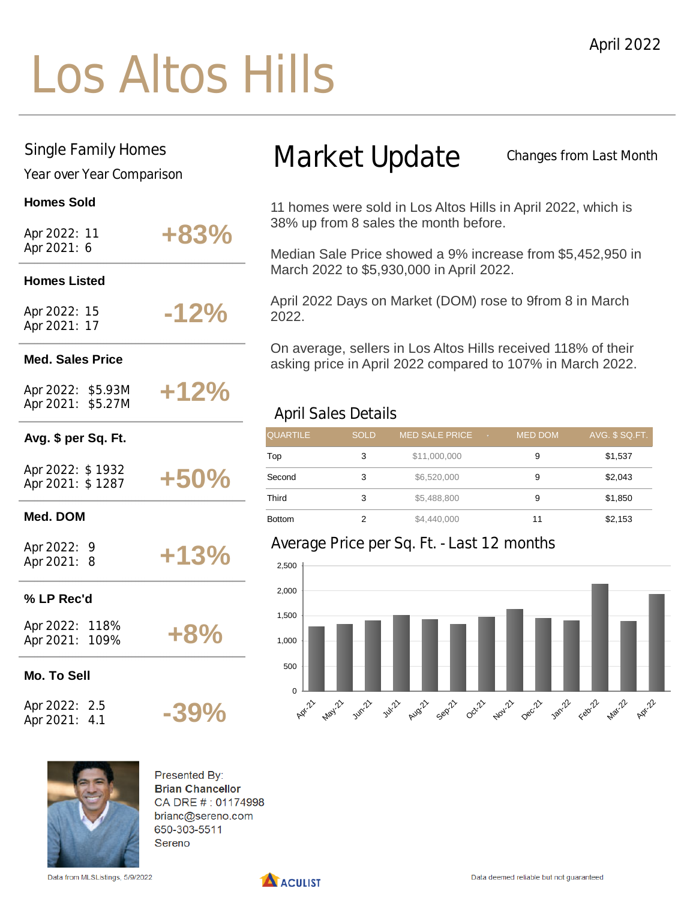April 2022

# Los Altos Hills

## Single Family Homes

Year over Year Comparison

**Homes Sold**

Apr 2022: 11
Apr 2021: 6

**+83%**

**Homes Listed**

Apr 2022: 15
Apr 2021: 17

**-12%**

**Med. Sales Price**

Apr 2022: $5.93M
Apr 2021: $5.27M

**+12%**

**Avg. $ per Sq. Ft.**

Apr 2022: $ 1932
Apr 2021: $ 1287

**+50%**

**Med. DOM**

Apr 2022: 9
Apr 2021: 8

**+13%**

**% LP Rec'd**

Apr 2022: 118%
Apr 2021: 109%

**+8%**

**Mo. To Sell**

Apr 2022: 2.5
Apr 2021: 4.1

**-39%**

## Market Update

Changes from Last Month

11 homes were sold in Los Altos Hills in April 2022, which is 38% up from 8 sales the month before.

Median Sale Price showed a 9% increase from $5,452,950 in March 2022 to $5,930,000 in April 2022.

April 2022 Days on Market (DOM) rose to 9from 8 in March 2022.

On average, sellers in Los Altos Hills received 118% of their asking price in April 2022 compared to 107% in March 2022.

### April Sales Details

| QUARTILE | SOLD | MED SALE PRICE | MED DOM | AVG. $ SQ.FT. |
|---|---|---|---|---|
| Top | 3 | $11,000,000 | 9 | $1,537 |
| Second | 3 | $6,520,000 | 9 | $2,043 |
| Third | 3 | $5,488,800 | 9 | $1,850 |
| Bottom | 2 | $4,440,000 | 11 | $2,153 |

### Average Price per Sq. Ft. - Last 12 months

Presented By:
**Brian Chancellor**
CA DRE # : 01174998
brianc@sereno.com
650-303-5511
Sereno

Data from MLSListings, 5/9/2022

ACULIST

Data deemed reliable but not guaranteed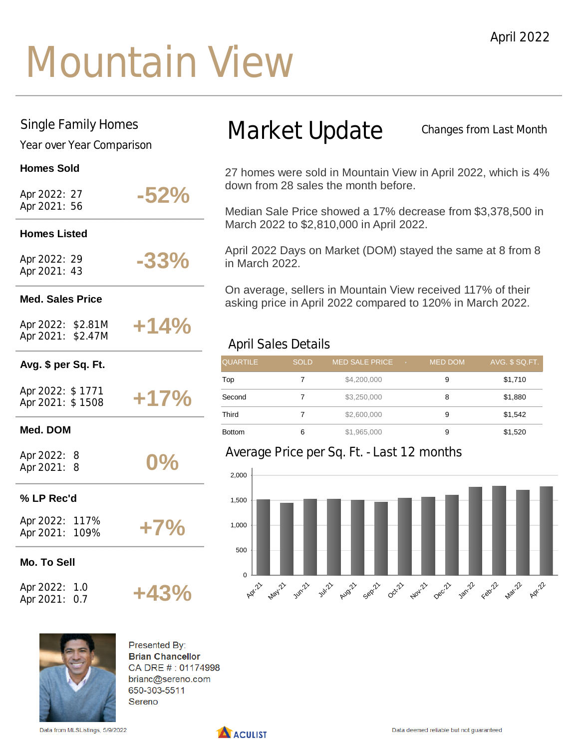April 2022

# Mountain View

## Single Family Homes

Year over Year Comparison

**Homes Sold**

Apr 2022: 27
Apr 2021: 56

**-52%**

**Homes Listed**

Apr 2022: 29
Apr 2021: 43

**-33%**

**Med. Sales Price**

Apr 2022: $2.81M
Apr 2021: $2.47M

**+14%**

**Avg. $ per Sq. Ft.**

Apr 2022: $ 1771
Apr 2021: $ 1508

**+17%**

**Med. DOM**

Apr 2022: 8
Apr 2021: 8

**0%**

**% LP Rec'd**

Apr 2022: 117%
Apr 2021: 109%

**+7%**

**Mo. To Sell**

Apr 2022: 1.0
Apr 2021: 0.7

**+43%**

## Market Update

Changes from Last Month

27 homes were sold in Mountain View in April 2022, which is 4% down from 28 sales the month before.

Median Sale Price showed a 17% decrease from $3,378,500 in March 2022 to $2,810,000 in April 2022.

April 2022 Days on Market (DOM) stayed the same at 8 from 8 in March 2022.

On average, sellers in Mountain View received 117% of their asking price in April 2022 compared to 120% in March 2022.

### April Sales Details

| QUARTILE | SOLD | MED SALE PRICE | MED DOM | AVG. $ SQ.FT. |
|---|---|---|---|---|
| Top | 7 | $4,200,000 | 9 | $1,710 |
| Second | 7 | $3,250,000 | 8 | $1,880 |
| Third | 7 | $2,600,000 | 9 | $1,542 |
| Bottom | 6 | $1,965,000 | 9 | $1,520 |

### Average Price per Sq. Ft. - Last 12 months

Presented By:
**Brian Chancellor**
CA DRE # : 01174998
brianc@sereno.com
650-303-5511
Sereno

Data from MLSListings, 5/9/2022

ACULIST

Data deemed reliable but not guaranteed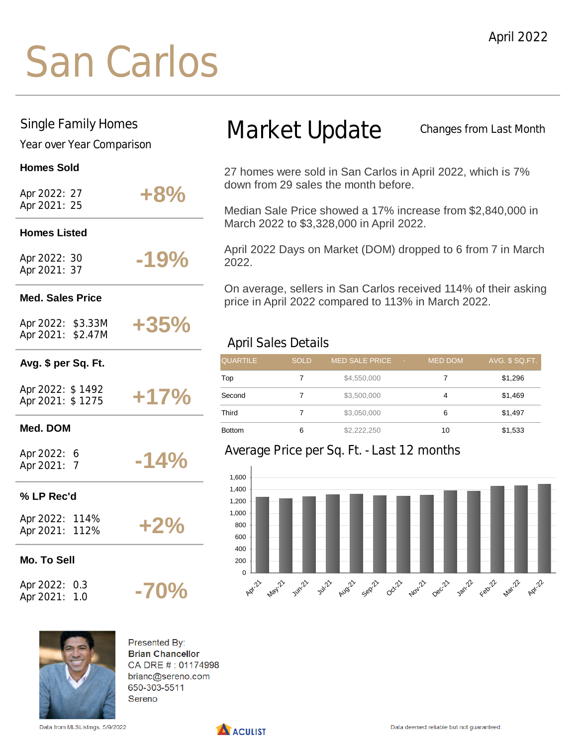April 2022

# San Carlos

## Single Family Homes

Year over Year Comparison

**Homes Sold**

Apr 2022: 27
Apr 2021: 25

**+8%**

**Homes Listed**

Apr 2022: 30
Apr 2021: 37

**-19%**

**Med. Sales Price**

Apr 2022: $3.33M
Apr 2021: $2.47M

**+35%**

**Avg. $ per Sq. Ft.**

Apr 2022: $ 1492
Apr 2021: $ 1275

**+17%**

**Med. DOM**

Apr 2022: 6
Apr 2021: 7

**-14%**

**% LP Rec'd**

Apr 2022: 114%
Apr 2021: 112%

**+2%**

**Mo. To Sell**

Apr 2022: 0.3
Apr 2021: 1.0

**-70%**

## Market Update

Changes from Last Month

27 homes were sold in San Carlos in April 2022, which is 7% down from 29 sales the month before.

Median Sale Price showed a 17% increase from $2,840,000 in March 2022 to $3,328,000 in April 2022.

April 2022 Days on Market (DOM) dropped to 6 from 7 in March 2022.

On average, sellers in San Carlos received 114% of their asking price in April 2022 compared to 113% in March 2022.

### April Sales Details

| QUARTILE | SOLD | MED SALE PRICE | MED DOM | AVG. $ SQ.FT. |
|---|---|---|---|---|
| Top | 7 | $4,550,000 | 7 | $1,296 |
| Second | 7 | $3,500,000 | 4 | $1,469 |
| Third | 7 | $3,050,000 | 6 | $1,497 |
| Bottom | 6 | $2,222,250 | 10 | $1,533 |

### Average Price per Sq. Ft. - Last 12 months

Presented By:
**Brian Chancellor**
CA DRE # : 01174998
brianc@sereno.com
650-303-5511
Sereno

Data from MLSListings, 5/9/2022

ACULIST

Data deemed reliable but not guaranteed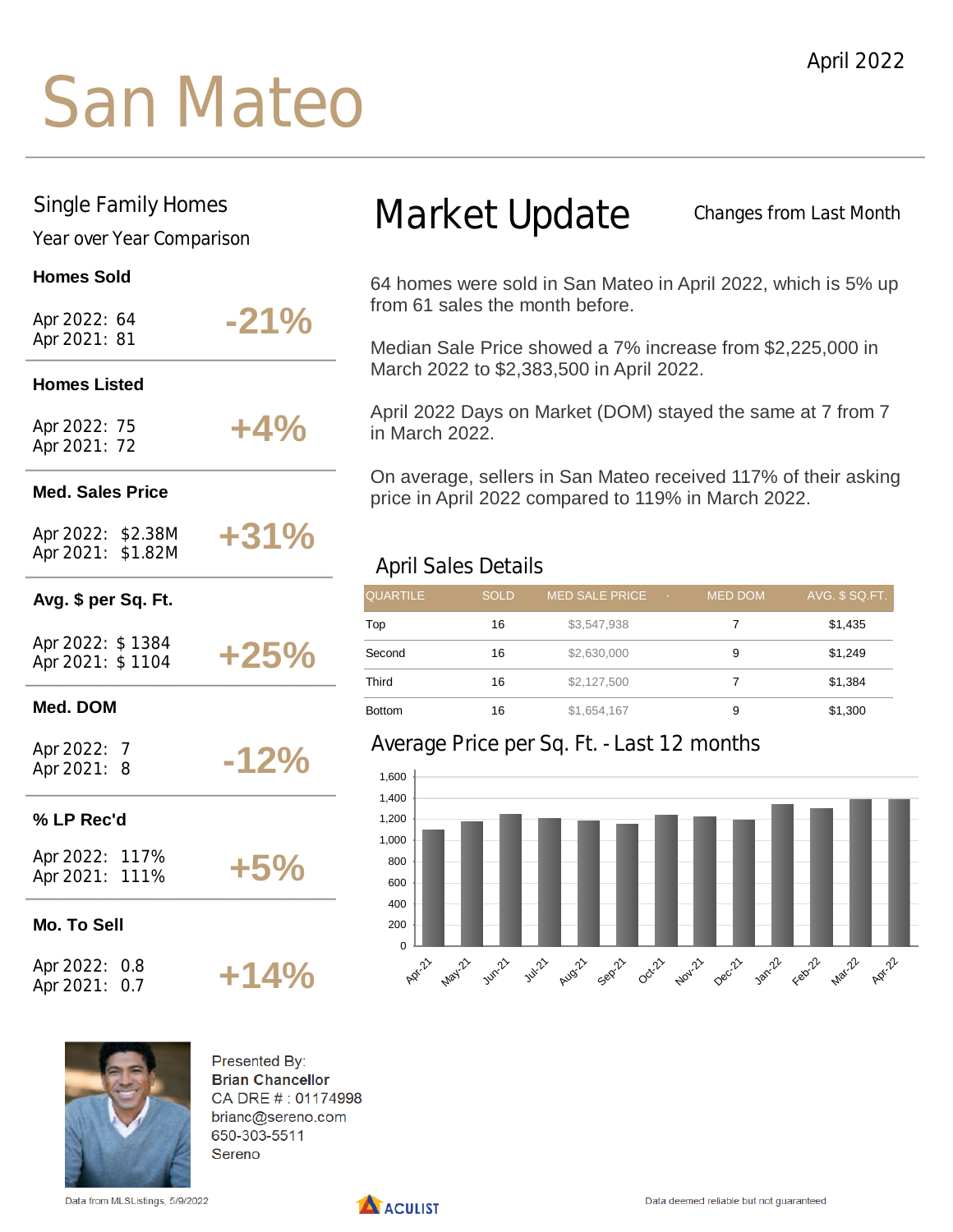April 2022

# San Mateo

## Single Family Homes

Year over Year Comparison

**Homes Sold**

Apr 2022: 64
Apr 2021: 81

**-21%**

**Homes Listed**

Apr 2022: 75
Apr 2021: 72

**+4%**

**Med. Sales Price**

Apr 2022: $2.38M
Apr 2021: $1.82M

**+31%**

**Avg. $ per Sq. Ft.**

Apr 2022: $ 1384
Apr 2021: $ 1104

**+25%**

**Med. DOM**

Apr 2022: 7
Apr 2021: 8

**-12%**

**% LP Rec'd**

Apr 2022: 117%
Apr 2021: 111%

**+5%**

**Mo. To Sell**

Apr 2022: 0.8
Apr 2021: 0.7

**+14%**

## Market Update

Changes from Last Month

64 homes were sold in San Mateo in April 2022, which is 5% up from 61 sales the month before.

Median Sale Price showed a 7% increase from $2,225,000 in March 2022 to $2,383,500 in April 2022.

April 2022 Days on Market (DOM) stayed the same at 7 from 7 in March 2022.

On average, sellers in San Mateo received 117% of their asking price in April 2022 compared to 119% in March 2022.

### April Sales Details

| QUARTILE | SOLD | MED SALE PRICE | MED DOM | AVG. $ SQ.FT. |
|---|---|---|---|---|
| Top | 16 | $3,547,938 | 7 | $1,435 |
| Second | 16 | $2,630,000 | 9 | $1,249 |
| Third | 16 | $2,127,500 | 7 | $1,384 |
| Bottom | 16 | $1,654,167 | 9 | $1,300 |

### Average Price per Sq. Ft. - Last 12 months

Presented By:
**Brian Chancellor**
CA DRE # : 01174998
brianc@sereno.com
650-303-5511
Sereno

Data from MLSListings, 5/9/2022

Data deemed reliable but not guaranteed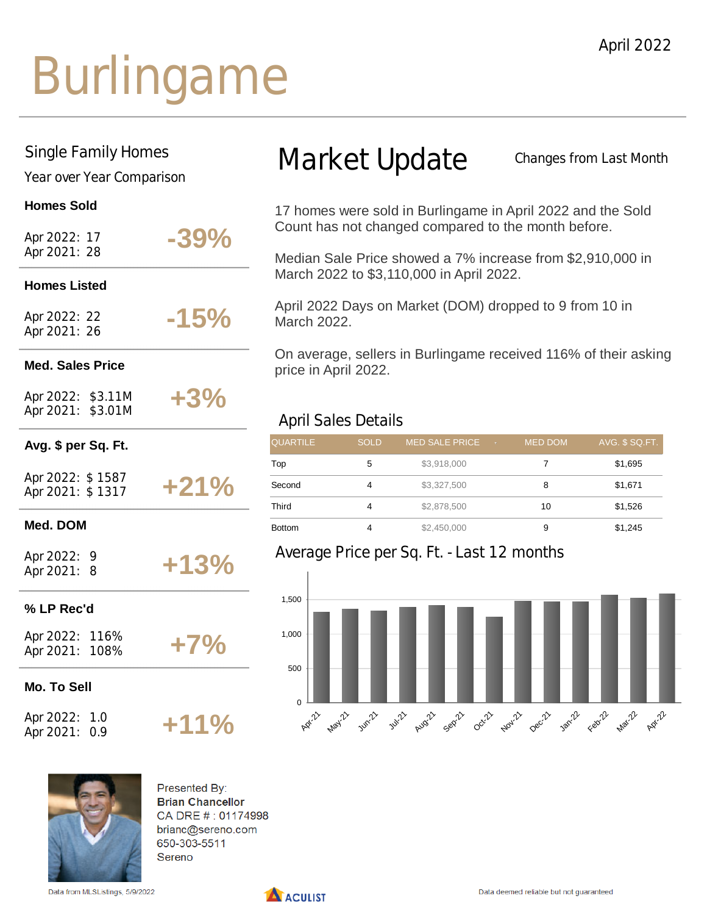April 2022

# Burlingame

## Single Family Homes

Year over Year Comparison

**Homes Sold**

Apr 2022: 17
Apr 2021: 28

**-39%**

**Homes Listed**

Apr 2022: 22
Apr 2021: 26

**-15%**

**Med. Sales Price**

Apr 2022: $3.11M
Apr 2021: $3.01M

**+3%**

**Avg. $ per Sq. Ft.**

Apr 2022: $ 1587
Apr 2021: $ 1317

**+21%**

**Med. DOM**

Apr 2022: 9
Apr 2021: 8

**+13%**

**% LP Rec'd**

Apr 2022: 116%
Apr 2021: 108%

**+7%**

**Mo. To Sell**

Apr 2022: 1.0
Apr 2021: 0.9

**+11%**

## Market Update

Changes from Last Month

17 homes were sold in Burlingame in April 2022 and the Sold Count has not changed compared to the month before.

Median Sale Price showed a 7% increase from $2,910,000 in March 2022 to $3,110,000 in April 2022.

April 2022 Days on Market (DOM) dropped to 9 from 10 in March 2022.

On average, sellers in Burlingame received 116% of their asking price in April 2022.

### April Sales Details

| QUARTILE | SOLD | MED SALE PRICE | MED DOM | AVG. $ SQ.FT. |
|---|---|---|---|---|
| Top | 5 | $3,918,000 | 7 | $1,695 |
| Second | 4 | $3,327,500 | 8 | $1,671 |
| Third | 4 | $2,878,500 | 10 | $1,526 |
| Bottom | 4 | $2,450,000 | 9 | $1,245 |

### Average Price per Sq. Ft. - Last 12 months

Presented By:
**Brian Chancellor**
CA DRE # : 01174998
brianc@sereno.com
650-303-5511
Sereno

Data from MLSListings, 5/9/2022

ACULIST

Data deemed reliable but not guaranteed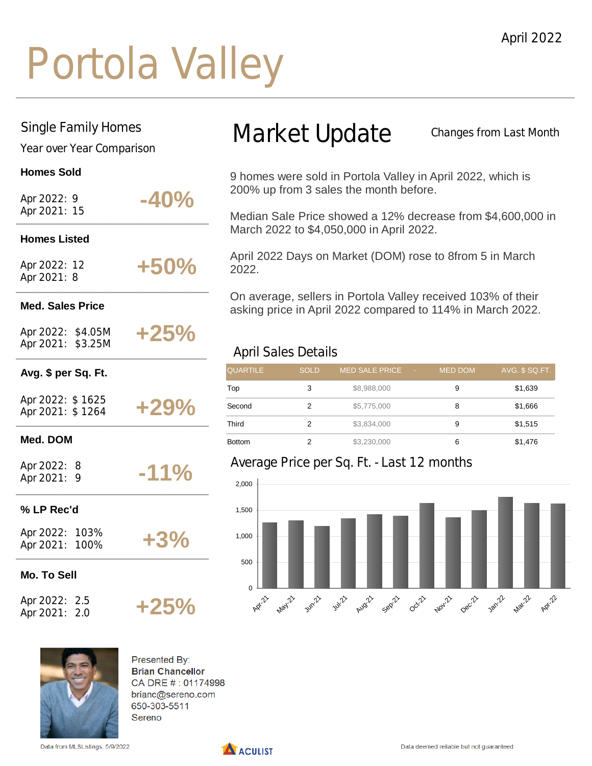April 2022

# Portola Valley

## Single Family Homes

Year over Year Comparison

**Homes Sold**

Apr 2022: 9
Apr 2021: 15

**-40%**

**Homes Listed**

Apr 2022: 12
Apr 2021: 8

**+50%**

**Med. Sales Price**

Apr 2022: $4.05M
Apr 2021: $3.25M

**+25%**

**Avg. $ per Sq. Ft.**

Apr 2022: $ 1625
Apr 2021: $ 1264

**+29%**

**Med. DOM**

Apr 2022: 8
Apr 2021: 9

**-11%**

**% LP Rec'd**

Apr 2022: 103%
Apr 2021: 100%

**+3%**

**Mo. To Sell**

Apr 2022: 2.5
Apr 2021: 2.0

**+25%**

## Market Update

Changes from Last Month

9 homes were sold in Portola Valley in April 2022, which is 200% up from 3 sales the month before.

Median Sale Price showed a 12% decrease from $4,600,000 in March 2022 to $4,050,000 in April 2022.

April 2022 Days on Market (DOM) rose to 8from 5 in March 2022.

On average, sellers in Portola Valley received 103% of their asking price in April 2022 compared to 114% in March 2022.

### April Sales Details

| QUARTILE | SOLD | MED SALE PRICE | MED DOM | AVG. $ SQ.FT. |
|---|---|---|---|---|
| Top | 3 | $8,988,000 | 9 | $1,639 |
| Second | 2 | $5,775,000 | 8 | $1,666 |
| Third | 2 | $3,834,000 | 9 | $1,515 |
| Bottom | 2 | $3,230,000 | 6 | $1,476 |

### Average Price per Sq. Ft. - Last 12 months

Presented By:
**Brian Chancellor**
CA DRE # : 01174998
brianc@sereno.com
650-303-5511
Sereno

Data from MLSListings, 5/9/2022

ACULIST

Data deemed reliable but not guaranteed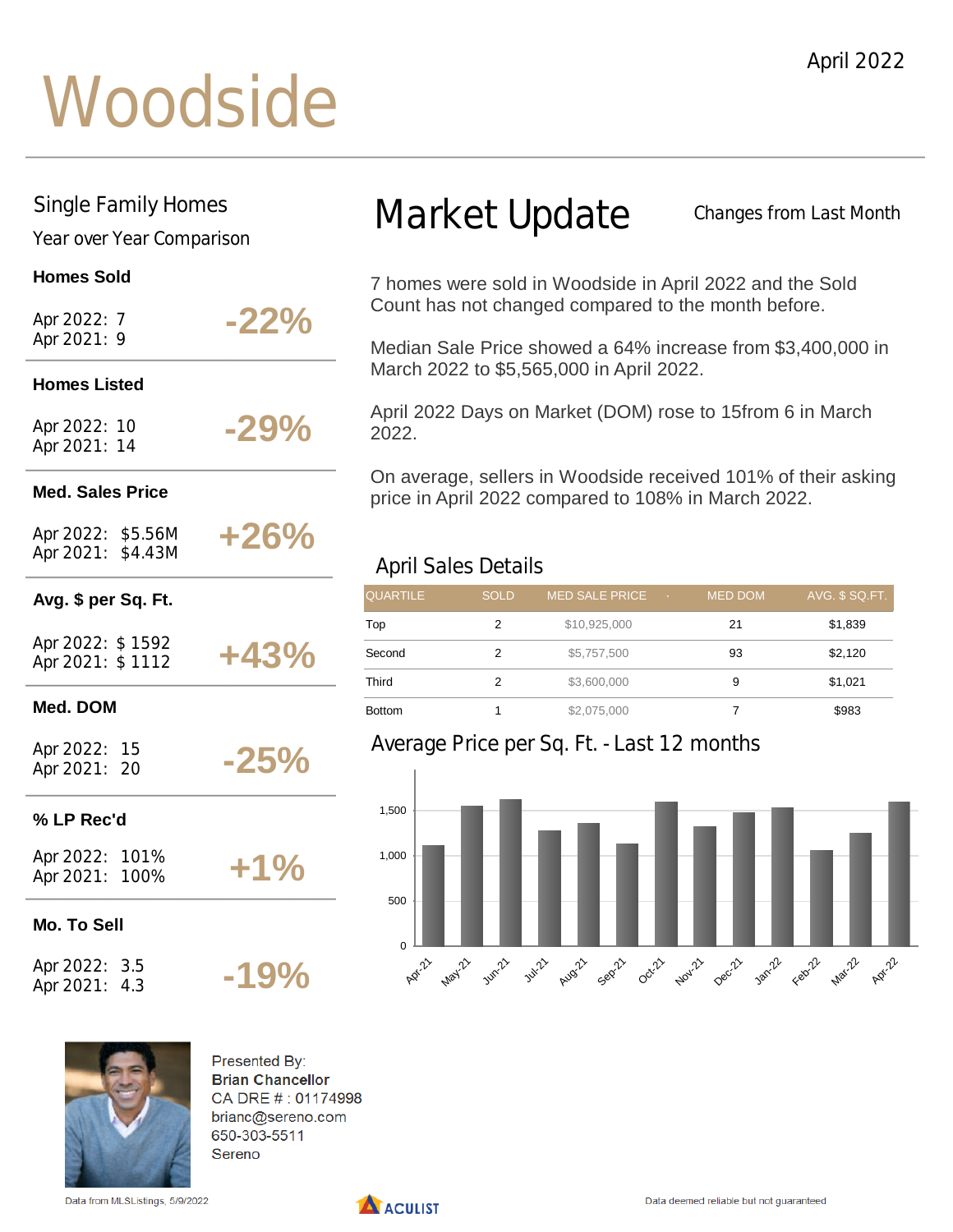April 2022

# Woodside

## Single Family Homes

Year over Year Comparison

**Homes Sold**

Apr 2022: 7
Apr 2021: 9

**-22%**

**Homes Listed**

Apr 2022: 10
Apr 2021: 14

**-29%**

**Med. Sales Price**

Apr 2022: $5.56M
Apr 2021: $4.43M

**+26%**

**Avg. $ per Sq. Ft.**

Apr 2022: $ 1592
Apr 2021: $ 1112

**+43%**

**Med. DOM**

Apr 2022: 15
Apr 2021: 20

**-25%**

**% LP Rec'd**

Apr 2022: 101%
Apr 2021: 100%

**+1%**

**Mo. To Sell**

Apr 2022: 3.5
Apr 2021: 4.3

**-19%**

## Market Update

Changes from Last Month

7 homes were sold in Woodside in April 2022 and the Sold Count has not changed compared to the month before.

Median Sale Price showed a 64% increase from $3,400,000 in March 2022 to $5,565,000 in April 2022.

April 2022 Days on Market (DOM) rose to 15from 6 in March 2022.

On average, sellers in Woodside received 101% of their asking price in April 2022 compared to 108% in March 2022.

### April Sales Details

| QUARTILE | SOLD | MED SALE PRICE | MED DOM | AVG. $ SQ.FT. |
|---|---|---|---|---|
| Top | 2 | $10,925,000 | 21 | $1,839 |
| Second | 2 | $5,757,500 | 93 | $2,120 |
| Third | 2 | $3,600,000 | 9 | $1,021 |
| Bottom | 1 | $2,075,000 | 7 | $983 |

### Average Price per Sq. Ft. - Last 12 months

Presented By:
**Brian Chancellor**
CA DRE # : 01174998
brianc@sereno.com
650-303-5511
Sereno

Data from MLSListings, 5/9/2022

Data deemed reliable but not guaranteed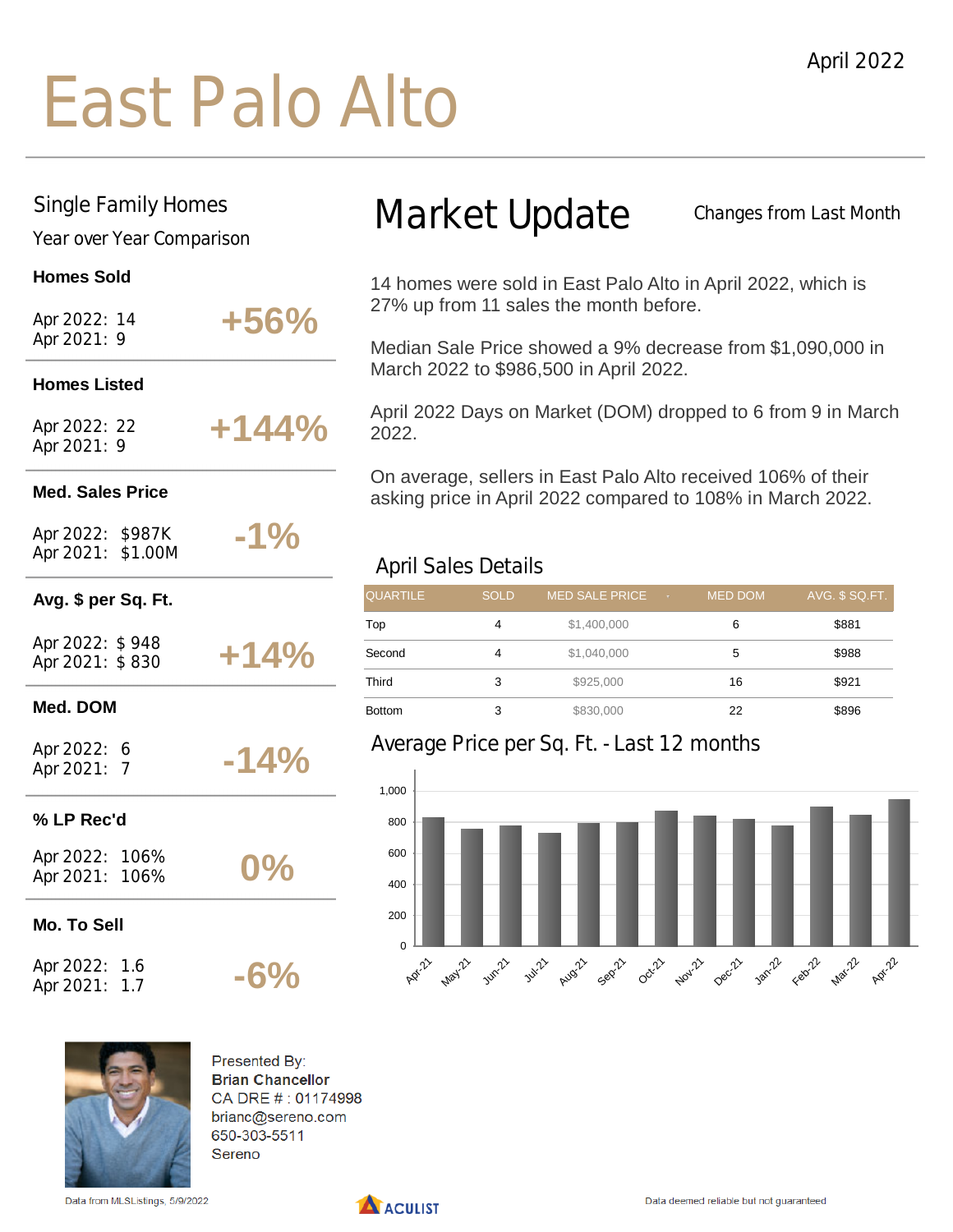April 2022

# East Palo Alto

## Single Family Homes

Year over Year Comparison

**Homes Sold**

Apr 2022: 14
Apr 2021: 9

**+56%**

**Homes Listed**

Apr 2022: 22
Apr 2021: 9

**+144%**

**Med. Sales Price**

Apr 2022: $987K
Apr 2021: $1.00M

**-1%**

**Avg. $ per Sq. Ft.**

Apr 2022: $ 948
Apr 2021: $ 830

**+14%**

**Med. DOM**

Apr 2022: 6
Apr 2021: 7

**-14%**

**% LP Rec'd**

Apr 2022: 106%
Apr 2021: 106%

**0%**

**Mo. To Sell**

Apr 2022: 1.6
Apr 2021: 1.7

**-6%**

## Market Update

Changes from Last Month

14 homes were sold in East Palo Alto in April 2022, which is 27% up from 11 sales the month before.

Median Sale Price showed a 9% decrease from $1,090,000 in March 2022 to $986,500 in April 2022.

April 2022 Days on Market (DOM) dropped to 6 from 9 in March 2022.

On average, sellers in East Palo Alto received 106% of their asking price in April 2022 compared to 108% in March 2022.

### April Sales Details

| QUARTILE | SOLD | MED SALE PRICE | MED DOM | AVG. $ SQ.FT. |
|---|---|---|---|---|
| Top | 4 | $1,400,000 | 6 | $881 |
| Second | 4 | $1,040,000 | 5 | $988 |
| Third | 3 | $925,000 | 16 | $921 |
| Bottom | 3 | $830,000 | 22 | $896 |

### Average Price per Sq. Ft. - Last 12 months

1,000
800
600
400
200
0

Apr-21 May-21 Jun-21 Jul-21 Aug-21 Sep-21 Oct-21 Nov-21 Dec-21 Jan-22 Feb-22 Mar-22 Apr-22

Presented By:
**Brian Chancellor**
CA DRE # : 01174998
brianc@sereno.com
650-303-5511
Sereno

Data from MLSListings, 5/9/2022

ACULIST

Data deemed reliable but not guaranteed